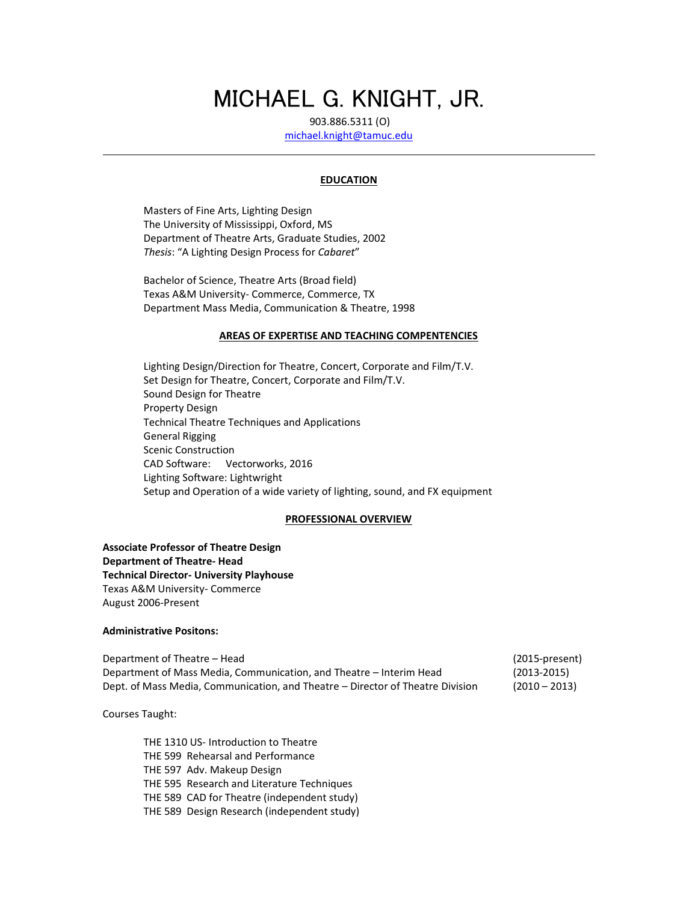# MICHAEL G. KNIGHT, JR.

903.886.5311 (O)
michael.knight@tamuc.edu

---

## EDUCATION

Masters of Fine Arts, Lighting Design
The University of Mississippi, Oxford, MS
Department of Theatre Arts, Graduate Studies, 2002
*Thesis*: "A Lighting Design Process for *Cabaret*"

Bachelor of Science, Theatre Arts (Broad field)
Texas A&M University- Commerce, Commerce, TX
Department Mass Media, Communication & Theatre, 1998

## AREAS OF EXPERTISE AND TEACHING COMPENTENCIES

Lighting Design/Direction for Theatre, Concert, Corporate and Film/T.V.
Set Design for Theatre, Concert, Corporate and Film/T.V.
Sound Design for Theatre
Property Design
Technical Theatre Techniques and Applications
General Rigging
Scenic Construction
CAD Software: Vectorworks, 2016
Lighting Software: Lightwright
Setup and Operation of a wide variety of lighting, sound, and FX equipment

## PROFESSIONAL OVERVIEW

**Associate Professor of Theatre Design**
**Department of Theatre- Head**
**Technical Director- University Playhouse**
Texas A&M University- Commerce
August 2006-Present

**Administrative Positons:**

| | |
|---|---|
| Department of Theatre – Head | (2015-present) |
| Department of Mass Media, Communication, and Theatre – Interim Head | (2013-2015) |
| Dept. of Mass Media, Communication, and Theatre – Director of Theatre Division | (2010 – 2013) |

Courses Taught:

THE 1310 US- Introduction to Theatre
THE 599 Rehearsal and Performance
THE 597 Adv. Makeup Design
THE 595 Research and Literature Techniques
THE 589 CAD for Theatre (independent study)
THE 589 Design Research (independent study)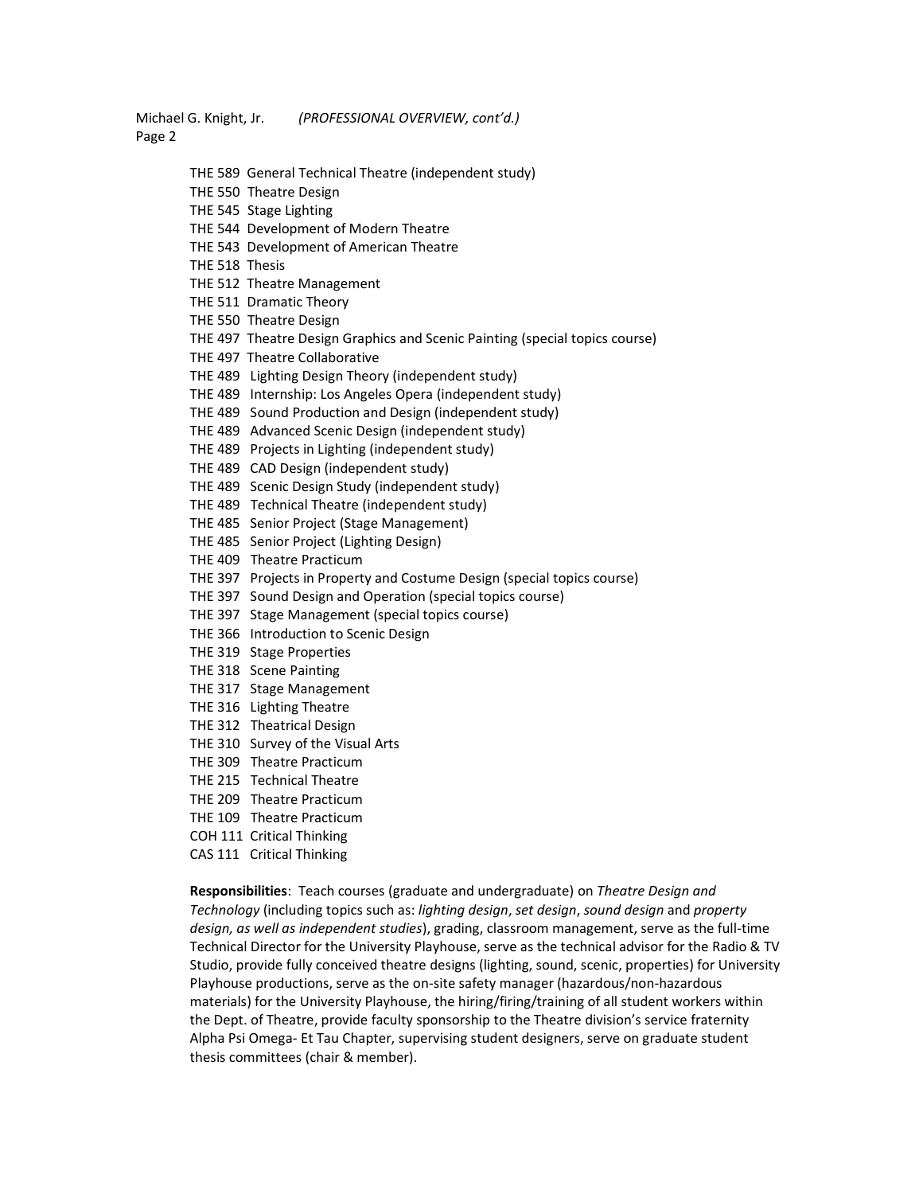THE 589 General Technical Theatre (independent study)
THE 550 Theatre Design
THE 545 Stage Lighting
THE 544 Development of Modern Theatre
THE 543 Development of American Theatre
THE 518 Thesis
THE 512 Theatre Management
THE 511 Dramatic Theory
THE 550 Theatre Design
THE 497 Theatre Design Graphics and Scenic Painting (special topics course)
THE 497 Theatre Collaborative
THE 489 Lighting Design Theory (independent study)
THE 489 Internship: Los Angeles Opera (independent study)
THE 489 Sound Production and Design (independent study)
THE 489 Advanced Scenic Design (independent study)
THE 489 Projects in Lighting (independent study)
THE 489 CAD Design (independent study)
THE 489 Scenic Design Study (independent study)
THE 489 Technical Theatre (independent study)
THE 485 Senior Project (Stage Management)
THE 485 Senior Project (Lighting Design)
THE 409 Theatre Practicum
THE 397 Projects in Property and Costume Design (special topics course)
THE 397 Sound Design and Operation (special topics course)
THE 397 Stage Management (special topics course)
THE 366 Introduction to Scenic Design
THE 319 Stage Properties
THE 318 Scene Painting
THE 317 Stage Management
THE 316 Lighting Theatre
THE 312 Theatrical Design
THE 310 Survey of the Visual Arts
THE 309 Theatre Practicum
THE 215 Technical Theatre
THE 209 Theatre Practicum
THE 109 Theatre Practicum
COH 111 Critical Thinking
CAS 111 Critical Thinking

**Responsibilities**: Teach courses (graduate and undergraduate) on *Theatre Design and Technology* (including topics such as: *lighting design*, *set design*, *sound design* and *property design, as well as independent studies*), grading, classroom management, serve as the full-time Technical Director for the University Playhouse, serve as the technical advisor for the Radio & TV Studio, provide fully conceived theatre designs (lighting, sound, scenic, properties) for University Playhouse productions, serve as the on-site safety manager (hazardous/non-hazardous materials) for the University Playhouse, the hiring/firing/training of all student workers within the Dept. of Theatre, provide faculty sponsorship to the Theatre division's service fraternity Alpha Psi Omega- Et Tau Chapter, supervising student designers, serve on graduate student thesis committees (chair & member).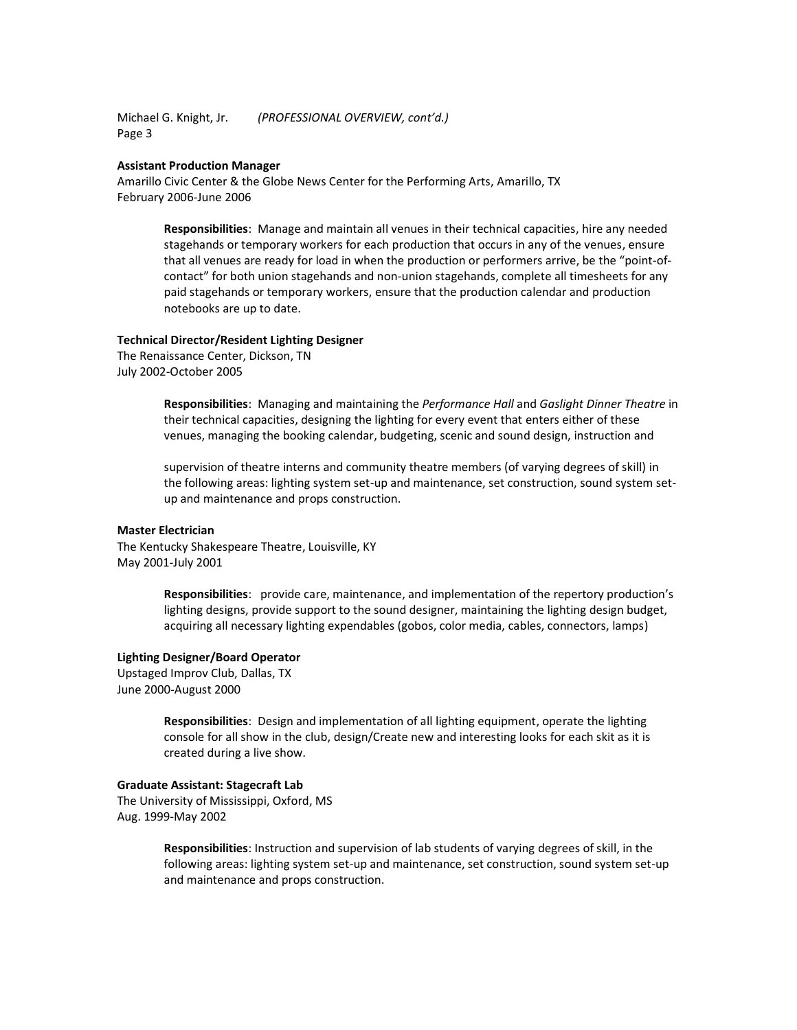**Assistant Production Manager**
Amarillo Civic Center & the Globe News Center for the Performing Arts, Amarillo, TX
February 2006-June 2006

> **Responsibilities**: Manage and maintain all venues in their technical capacities, hire any needed stagehands or temporary workers for each production that occurs in any of the venues, ensure that all venues are ready for load in when the production or performers arrive, be the "point-of-contact" for both union stagehands and non-union stagehands, complete all timesheets for any paid stagehands or temporary workers, ensure that the production calendar and production notebooks are up to date.

**Technical Director/Resident Lighting Designer**
The Renaissance Center, Dickson, TN
July 2002-October 2005

> **Responsibilities**: Managing and maintaining the *Performance Hall* and *Gaslight Dinner Theatre* in their technical capacities, designing the lighting for every event that enters either of these venues, managing the booking calendar, budgeting, scenic and sound design, instruction and
>
> supervision of theatre interns and community theatre members (of varying degrees of skill) in the following areas: lighting system set-up and maintenance, set construction, sound system set-up and maintenance and props construction.

**Master Electrician**
The Kentucky Shakespeare Theatre, Louisville, KY
May 2001-July 2001

> **Responsibilities**: provide care, maintenance, and implementation of the repertory production's lighting designs, provide support to the sound designer, maintaining the lighting design budget, acquiring all necessary lighting expendables (gobos, color media, cables, connectors, lamps)

**Lighting Designer/Board Operator**
Upstaged Improv Club, Dallas, TX
June 2000-August 2000

> **Responsibilities**: Design and implementation of all lighting equipment, operate the lighting console for all show in the club, design/Create new and interesting looks for each skit as it is created during a live show.

**Graduate Assistant: Stagecraft Lab**
The University of Mississippi, Oxford, MS
Aug. 1999-May 2002

> **Responsibilities**: Instruction and supervision of lab students of varying degrees of skill, in the following areas: lighting system set-up and maintenance, set construction, sound system set-up and maintenance and props construction.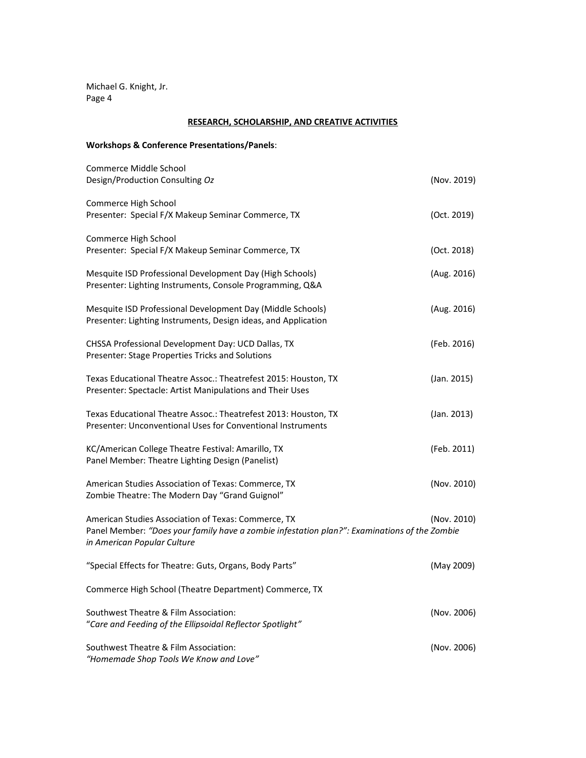## RESEARCH, SCHOLARSHIP, AND CREATIVE ACTIVITIES

**Workshops & Conference Presentations/Panels**:

Commerce Middle School
Design/Production Consulting *Oz* (Nov. 2019)

Commerce High School
Presenter: Special F/X Makeup Seminar Commerce, TX (Oct. 2019)

Commerce High School
Presenter: Special F/X Makeup Seminar Commerce, TX (Oct. 2018)

Mesquite ISD Professional Development Day (High Schools) (Aug. 2016)
Presenter: Lighting Instruments, Console Programming, Q&A

Mesquite ISD Professional Development Day (Middle Schools) (Aug. 2016)
Presenter: Lighting Instruments, Design ideas, and Application

CHSSA Professional Development Day: UCD Dallas, TX (Feb. 2016)
Presenter: Stage Properties Tricks and Solutions

Texas Educational Theatre Assoc.: Theatrefest 2015: Houston, TX (Jan. 2015)
Presenter: Spectacle: Artist Manipulations and Their Uses

Texas Educational Theatre Assoc.: Theatrefest 2013: Houston, TX (Jan. 2013)
Presenter: Unconventional Uses for Conventional Instruments

KC/American College Theatre Festival: Amarillo, TX (Feb. 2011)
Panel Member: Theatre Lighting Design (Panelist)

American Studies Association of Texas: Commerce, TX (Nov. 2010)
Zombie Theatre: The Modern Day "Grand Guignol"

American Studies Association of Texas: Commerce, TX (Nov. 2010)
Panel Member: *"Does your family have a zombie infestation plan?": Examinations of the Zombie in American Popular Culture*

"Special Effects for Theatre: Guts, Organs, Body Parts" (May 2009)

Commerce High School (Theatre Department) Commerce, TX

Southwest Theatre & Film Association: (Nov. 2006)
"*Care and Feeding of the Ellipsoidal Reflector Spotlight"*

Southwest Theatre & Film Association: (Nov. 2006)
*"Homemade Shop Tools We Know and Love"*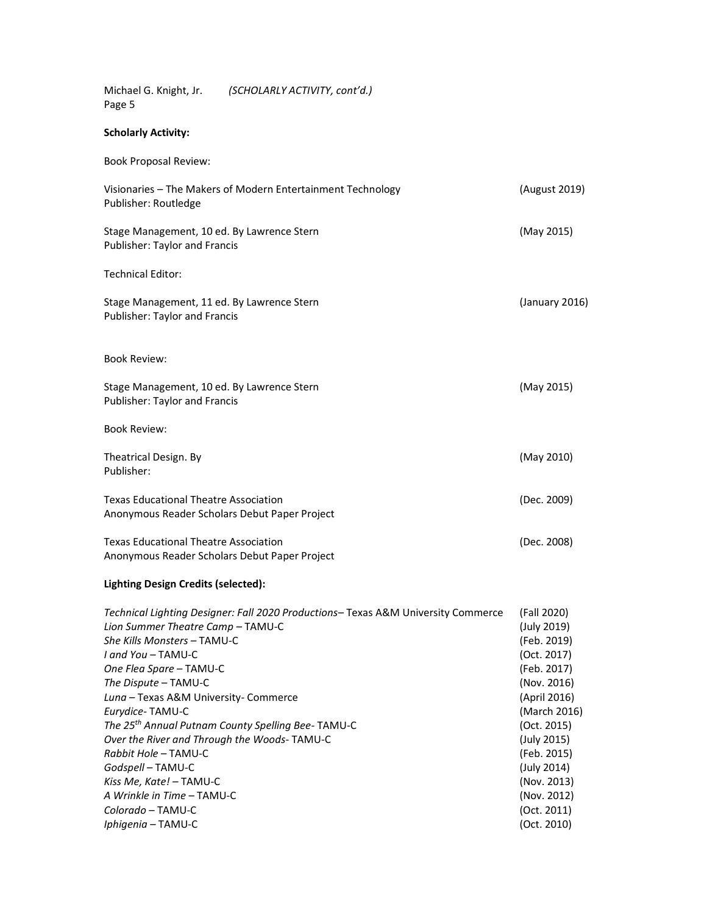**Scholarly Activity:**

Book Proposal Review:

Visionaries – The Makers of Modern Entertainment Technology (August 2019)
Publisher: Routledge

Stage Management, 10 ed. By Lawrence Stern (May 2015)
Publisher: Taylor and Francis

Technical Editor:

Stage Management, 11 ed. By Lawrence Stern (January 2016)
Publisher: Taylor and Francis

Book Review:

Stage Management, 10 ed. By Lawrence Stern (May 2015)
Publisher: Taylor and Francis

Book Review:

Theatrical Design. By (May 2010)
Publisher:

Texas Educational Theatre Association (Dec. 2009)
Anonymous Reader Scholars Debut Paper Project

Texas Educational Theatre Association (Dec. 2008)
Anonymous Reader Scholars Debut Paper Project

**Lighting Design Credits (selected):**

*Technical Lighting Designer: Fall 2020 Productions*– Texas A&M University Commerce (Fall 2020)
*Lion Summer Theatre Camp* – TAMU-C (July 2019)
*She Kills Monsters* – TAMU-C (Feb. 2019)
*I and You* – TAMU-C (Oct. 2017)
*One Flea Spare* – TAMU-C (Feb. 2017)
*The Dispute* – TAMU-C (Nov. 2016)
*Luna* – Texas A&M University- Commerce (April 2016)
*Eurydice*- TAMU-C (March 2016)
*The 25th Annual Putnam County Spelling Bee*- TAMU-C (Oct. 2015)
*Over the River and Through the Woods*- TAMU-C (July 2015)
*Rabbit Hole* – TAMU-C (Feb. 2015)
*Godspell* – TAMU-C (July 2014)
*Kiss Me, Kate!* – TAMU-C (Nov. 2013)
*A Wrinkle in Time* – TAMU-C (Nov. 2012)
*Colorado* – TAMU-C (Oct. 2011)
*Iphigenia* – TAMU-C (Oct. 2010)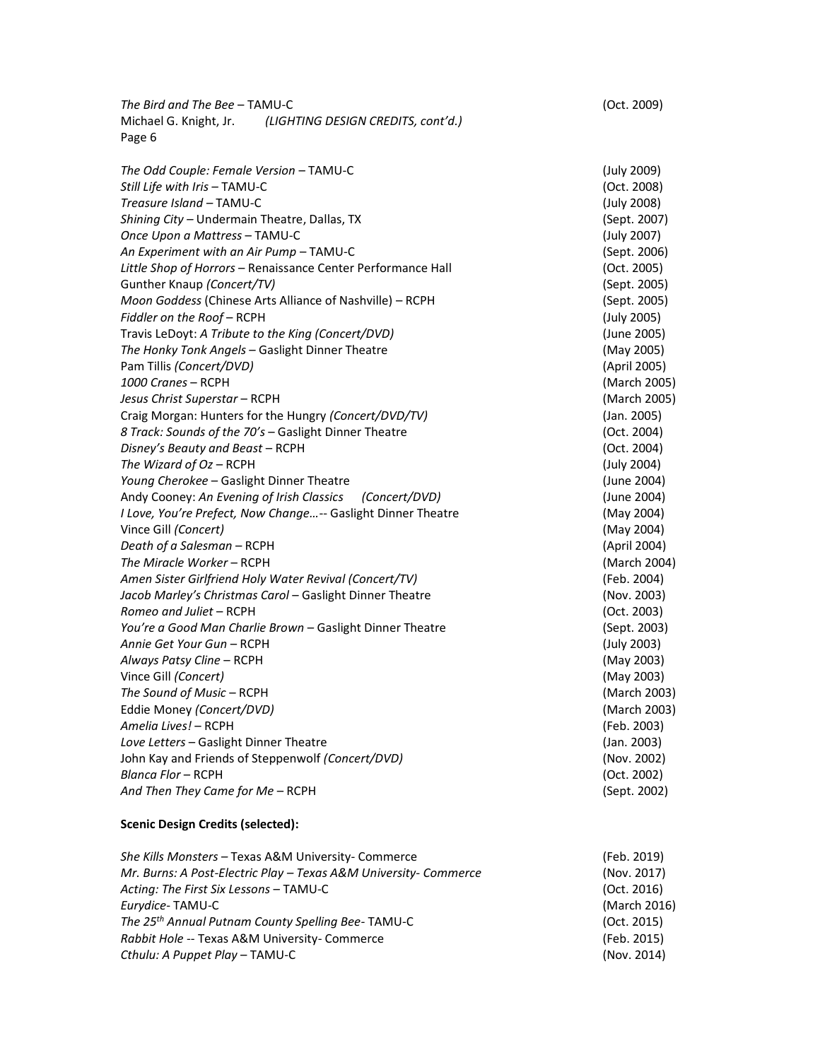*The Bird and The Bee* – TAMU-C (Oct. 2009)

*(LIGHTING DESIGN CREDITS, cont'd.)*

- *The Odd Couple: Female Version* – TAMU-C (July 2009)
- *Still Life with Iris* – TAMU-C (Oct. 2008)
- *Treasure Island* – TAMU-C (July 2008)
- *Shining City* – Undermain Theatre, Dallas, TX (Sept. 2007)
- *Once Upon a Mattress* – TAMU-C (July 2007)
- *An Experiment with an Air Pump* – TAMU-C (Sept. 2006)
- *Little Shop of Horrors* – Renaissance Center Performance Hall (Oct. 2005)
- Gunther Knaup *(Concert/TV)* (Sept. 2005)
- *Moon Goddess* (Chinese Arts Alliance of Nashville) – RCPH (Sept. 2005)
- *Fiddler on the Roof* – RCPH (July 2005)
- Travis LeDoyt: *A Tribute to the King (Concert/DVD)* (June 2005)
- *The Honky Tonk Angels* – Gaslight Dinner Theatre (May 2005)
- Pam Tillis *(Concert/DVD)* (April 2005)
- *1000 Cranes* – RCPH (March 2005)
- *Jesus Christ Superstar* – RCPH (March 2005)
- Craig Morgan: Hunters for the Hungry *(Concert/DVD/TV)* (Jan. 2005)
- *8 Track: Sounds of the 70's* – Gaslight Dinner Theatre (Oct. 2004)
- *Disney's Beauty and Beast* – RCPH (Oct. 2004)
- *The Wizard of Oz* – RCPH (July 2004)
- *Young Cherokee* – Gaslight Dinner Theatre (June 2004)
- Andy Cooney: *An Evening of Irish Classics (Concert/DVD)* (June 2004)
- *I Love, You're Prefect, Now Change…*-- Gaslight Dinner Theatre (May 2004)
- Vince Gill *(Concert)* (May 2004)
- *Death of a Salesman* – RCPH (April 2004)
- *The Miracle Worker* – RCPH (March 2004)
- *Amen Sister Girlfriend Holy Water Revival (Concert/TV)* (Feb. 2004)
- *Jacob Marley's Christmas Carol* – Gaslight Dinner Theatre (Nov. 2003)
- *Romeo and Juliet* – RCPH (Oct. 2003)
- *You're a Good Man Charlie Brown* – Gaslight Dinner Theatre (Sept. 2003)
- *Annie Get Your Gun* – RCPH (July 2003)
- *Always Patsy Cline* – RCPH (May 2003)
- Vince Gill *(Concert)* (May 2003)
- *The Sound of Music* – RCPH (March 2003)
- Eddie Money *(Concert/DVD)* (March 2003)
- *Amelia Lives!* – RCPH (Feb. 2003)
- *Love Letters* – Gaslight Dinner Theatre (Jan. 2003)
- John Kay and Friends of Steppenwolf *(Concert/DVD)* (Nov. 2002)
- *Blanca Flor* – RCPH (Oct. 2002)
- *And Then They Came for Me* – RCPH (Sept. 2002)

**Scenic Design Credits (selected):**

- *She Kills Monsters* – Texas A&M University- Commerce (Feb. 2019)
- *Mr. Burns: A Post-Electric Play – Texas A&M University- Commerce* (Nov. 2017)
- *Acting: The First Six Lessons* – TAMU-C (Oct. 2016)
- *Eurydice*- TAMU-C (March 2016)
- *The 25th Annual Putnam County Spelling Bee*- TAMU-C (Oct. 2015)
- *Rabbit Hole* -- Texas A&M University- Commerce (Feb. 2015)
- *Cthulu: A Puppet Play* – TAMU-C (Nov. 2014)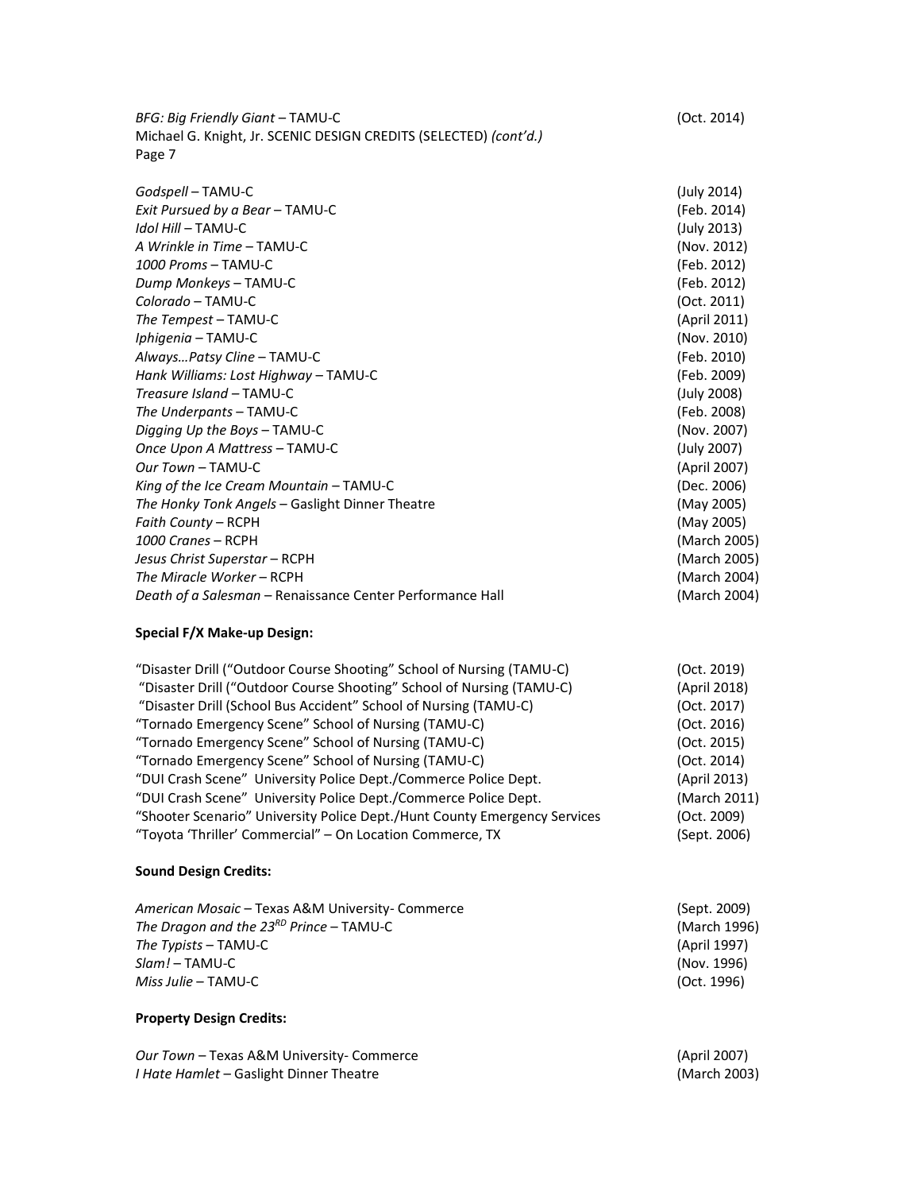*BFG: Big Friendly Giant* – TAMU-C (Oct. 2014)

| | |
|---|---|
| *Godspell* – TAMU-C | (July 2014) |
| *Exit Pursued by a Bear* – TAMU-C | (Feb. 2014) |
| *Idol Hill* – TAMU-C | (July 2013) |
| *A Wrinkle in Time* – TAMU-C | (Nov. 2012) |
| *1000 Proms* – TAMU-C | (Feb. 2012) |
| *Dump Monkeys* – TAMU-C | (Feb. 2012) |
| *Colorado* – TAMU-C | (Oct. 2011) |
| *The Tempest* – TAMU-C | (April 2011) |
| *Iphigenia* – TAMU-C | (Nov. 2010) |
| *Always…Patsy Cline* – TAMU-C | (Feb. 2010) |
| *Hank Williams: Lost Highway* – TAMU-C | (Feb. 2009) |
| *Treasure Island* – TAMU-C | (July 2008) |
| *The Underpants* – TAMU-C | (Feb. 2008) |
| *Digging Up the Boys* – TAMU-C | (Nov. 2007) |
| *Once Upon A Mattress* – TAMU-C | (July 2007) |
| *Our Town* – TAMU-C | (April 2007) |
| *King of the Ice Cream Mountain* – TAMU-C | (Dec. 2006) |
| *The Honky Tonk Angels* – Gaslight Dinner Theatre | (May 2005) |
| *Faith County* – RCPH | (May 2005) |
| *1000 Cranes* – RCPH | (March 2005) |
| *Jesus Christ Superstar* – RCPH | (March 2005) |
| *The Miracle Worker* – RCPH | (March 2004) |
| *Death of a Salesman* – Renaissance Center Performance Hall | (March 2004) |

**Special F/X Make-up Design:**

| | |
|---|---|
| "Disaster Drill ("Outdoor Course Shooting" School of Nursing (TAMU-C) | (Oct. 2019) |
| "Disaster Drill ("Outdoor Course Shooting" School of Nursing (TAMU-C) | (April 2018) |
| "Disaster Drill (School Bus Accident" School of Nursing (TAMU-C) | (Oct. 2017) |
| "Tornado Emergency Scene" School of Nursing (TAMU-C) | (Oct. 2016) |
| "Tornado Emergency Scene" School of Nursing (TAMU-C) | (Oct. 2015) |
| "Tornado Emergency Scene" School of Nursing (TAMU-C) | (Oct. 2014) |
| "DUI Crash Scene" University Police Dept./Commerce Police Dept. | (April 2013) |
| "DUI Crash Scene" University Police Dept./Commerce Police Dept. | (March 2011) |
| "Shooter Scenario" University Police Dept./Hunt County Emergency Services | (Oct. 2009) |
| "Toyota 'Thriller' Commercial" – On Location Commerce, TX | (Sept. 2006) |

**Sound Design Credits:**

| | |
|---|---|
| *American Mosaic* – Texas A&M University- Commerce | (Sept. 2009) |
| *The Dragon and the 23RD Prince* – TAMU-C | (March 1996) |
| *The Typists* – TAMU-C | (April 1997) |
| *Slam!* – TAMU-C | (Nov. 1996) |
| *Miss Julie* – TAMU-C | (Oct. 1996) |

**Property Design Credits:**

| | |
|---|---|
| *Our Town* – Texas A&M University- Commerce | (April 2007) |
| *I Hate Hamlet* – Gaslight Dinner Theatre | (March 2003) |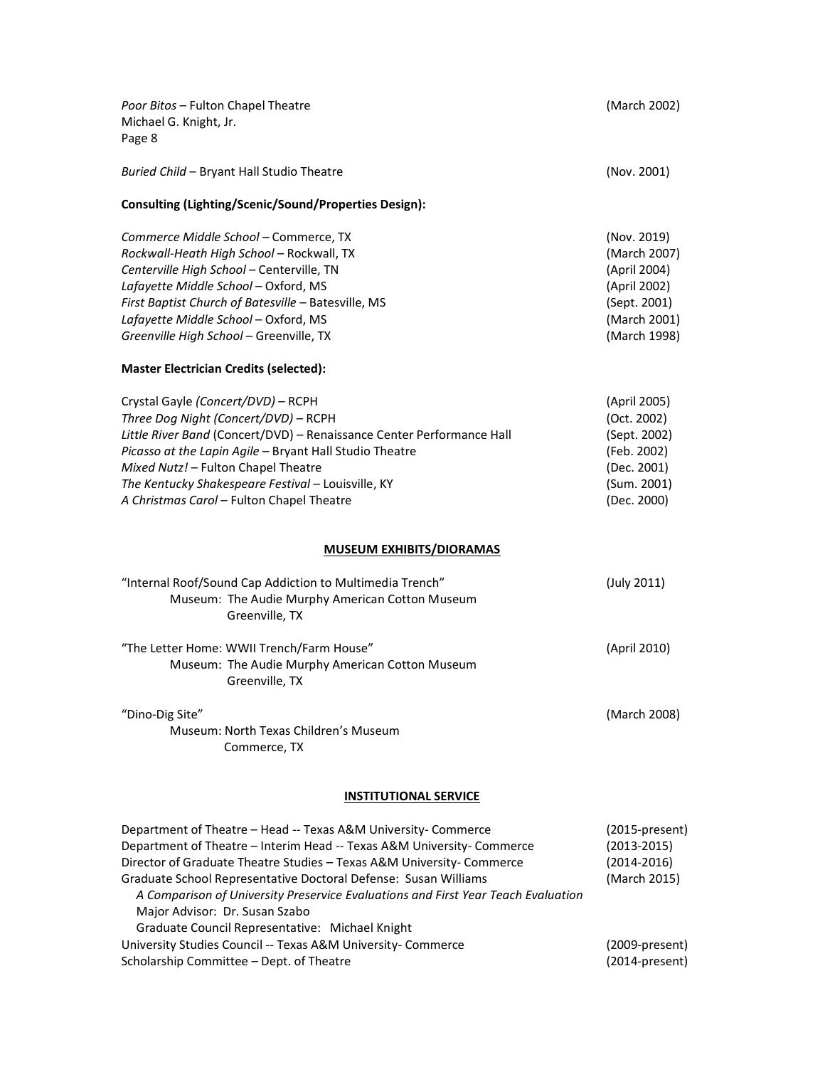*Poor Bitos* – Fulton Chapel Theatre (March 2002)

*Buried Child* – Bryant Hall Studio Theatre (Nov. 2001)

**Consulting (Lighting/Scenic/Sound/Properties Design):**

*Commerce Middle School* – Commerce, TX (Nov. 2019)
*Rockwall-Heath High School* – Rockwall, TX (March 2007)
*Centerville High School* – Centerville, TN (April 2004)
*Lafayette Middle School* – Oxford, MS (April 2002)
*First Baptist Church of Batesville* – Batesville, MS (Sept. 2001)
*Lafayette Middle School* – Oxford, MS (March 2001)
*Greenville High School* – Greenville, TX (March 1998)

**Master Electrician Credits (selected):**

Crystal Gayle *(Concert/DVD)* – RCPH (April 2005)
*Three Dog Night (Concert/DVD)* – RCPH (Oct. 2002)
*Little River Band* (Concert/DVD) – Renaissance Center Performance Hall (Sept. 2002)
*Picasso at the Lapin Agile* – Bryant Hall Studio Theatre (Feb. 2002)
*Mixed Nutz!* – Fulton Chapel Theatre (Dec. 2001)
*The Kentucky Shakespeare Festival* – Louisville, KY (Sum. 2001)
*A Christmas Carol* – Fulton Chapel Theatre (Dec. 2000)

## MUSEUM EXHIBITS/DIORAMAS

"Internal Roof/Sound Cap Addiction to Multimedia Trench" (July 2011)
Museum: The Audie Murphy American Cotton Museum
Greenville, TX

"The Letter Home: WWII Trench/Farm House" (April 2010)
Museum: The Audie Murphy American Cotton Museum
Greenville, TX

"Dino-Dig Site" (March 2008)
Museum: North Texas Children's Museum
Commerce, TX

## INSTITUTIONAL SERVICE

Department of Theatre – Head -- Texas A&M University- Commerce (2015-present)
Department of Theatre – Interim Head -- Texas A&M University- Commerce (2013-2015)
Director of Graduate Theatre Studies – Texas A&M University- Commerce (2014-2016)
Graduate School Representative Doctoral Defense: Susan Williams (March 2015)
*A Comparison of University Preservice Evaluations and First Year Teach Evaluation*
Major Advisor: Dr. Susan Szabo
Graduate Council Representative: Michael Knight
University Studies Council -- Texas A&M University- Commerce (2009-present)
Scholarship Committee – Dept. of Theatre (2014-present)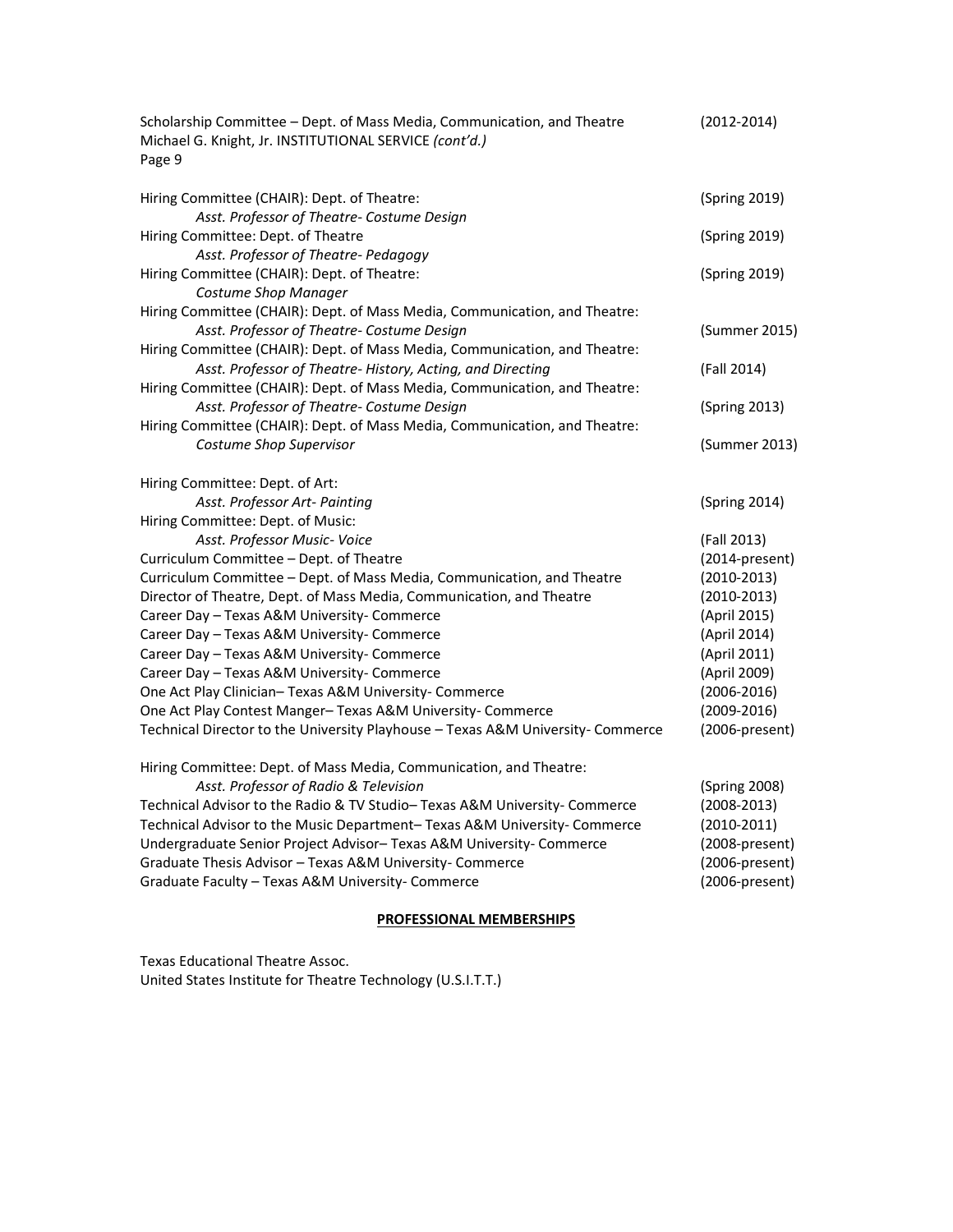Scholarship Committee – Dept. of Mass Media, Communication, and Theatre (2012-2014)

Hiring Committee (CHAIR): Dept. of Theatre: (Spring 2019)
*Asst. Professor of Theatre- Costume Design*
Hiring Committee: Dept. of Theatre (Spring 2019)
*Asst. Professor of Theatre- Pedagogy*
Hiring Committee (CHAIR): Dept. of Theatre: (Spring 2019)
*Costume Shop Manager*
Hiring Committee (CHAIR): Dept. of Mass Media, Communication, and Theatre:
*Asst. Professor of Theatre- Costume Design* (Summer 2015)
Hiring Committee (CHAIR): Dept. of Mass Media, Communication, and Theatre:
*Asst. Professor of Theatre- History, Acting, and Directing* (Fall 2014)
Hiring Committee (CHAIR): Dept. of Mass Media, Communication, and Theatre:
*Asst. Professor of Theatre- Costume Design* (Spring 2013)
Hiring Committee (CHAIR): Dept. of Mass Media, Communication, and Theatre:
*Costume Shop Supervisor* (Summer 2013)

Hiring Committee: Dept. of Art:
*Asst. Professor Art- Painting* (Spring 2014)
Hiring Committee: Dept. of Music:
*Asst. Professor Music- Voice* (Fall 2013)
Curriculum Committee – Dept. of Theatre (2014-present)
Curriculum Committee – Dept. of Mass Media, Communication, and Theatre (2010-2013)
Director of Theatre, Dept. of Mass Media, Communication, and Theatre (2010-2013)
Career Day – Texas A&M University- Commerce (April 2015)
Career Day – Texas A&M University- Commerce (April 2014)
Career Day – Texas A&M University- Commerce (April 2011)
Career Day – Texas A&M University- Commerce (April 2009)
One Act Play Clinician– Texas A&M University- Commerce (2006-2016)
One Act Play Contest Manger– Texas A&M University- Commerce (2009-2016)
Technical Director to the University Playhouse – Texas A&M University- Commerce (2006-present)

Hiring Committee: Dept. of Mass Media, Communication, and Theatre:
*Asst. Professor of Radio & Television* (Spring 2008)
Technical Advisor to the Radio & TV Studio– Texas A&M University- Commerce (2008-2013)
Technical Advisor to the Music Department– Texas A&M University- Commerce (2010-2011)
Undergraduate Senior Project Advisor– Texas A&M University- Commerce (2008-present)
Graduate Thesis Advisor – Texas A&M University- Commerce (2006-present)
Graduate Faculty – Texas A&M University- Commerce (2006-present)

## PROFESSIONAL MEMBERSHIPS

Texas Educational Theatre Assoc.
United States Institute for Theatre Technology (U.S.I.T.T.)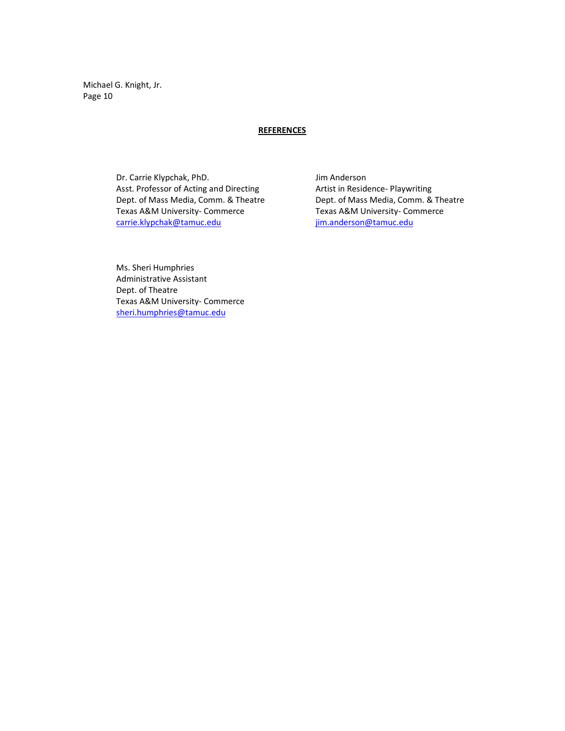## REFERENCES

Dr. Carrie Klypchak, PhD.
Asst. Professor of Acting and Directing
Dept. of Mass Media, Comm. & Theatre
Texas A&M University- Commerce
carrie.klypchak@tamuc.edu

Jim Anderson
Artist in Residence- Playwriting
Dept. of Mass Media, Comm. & Theatre
Texas A&M University- Commerce
jim.anderson@tamuc.edu

Ms. Sheri Humphries
Administrative Assistant
Dept. of Theatre
Texas A&M University- Commerce
sheri.humphries@tamuc.edu